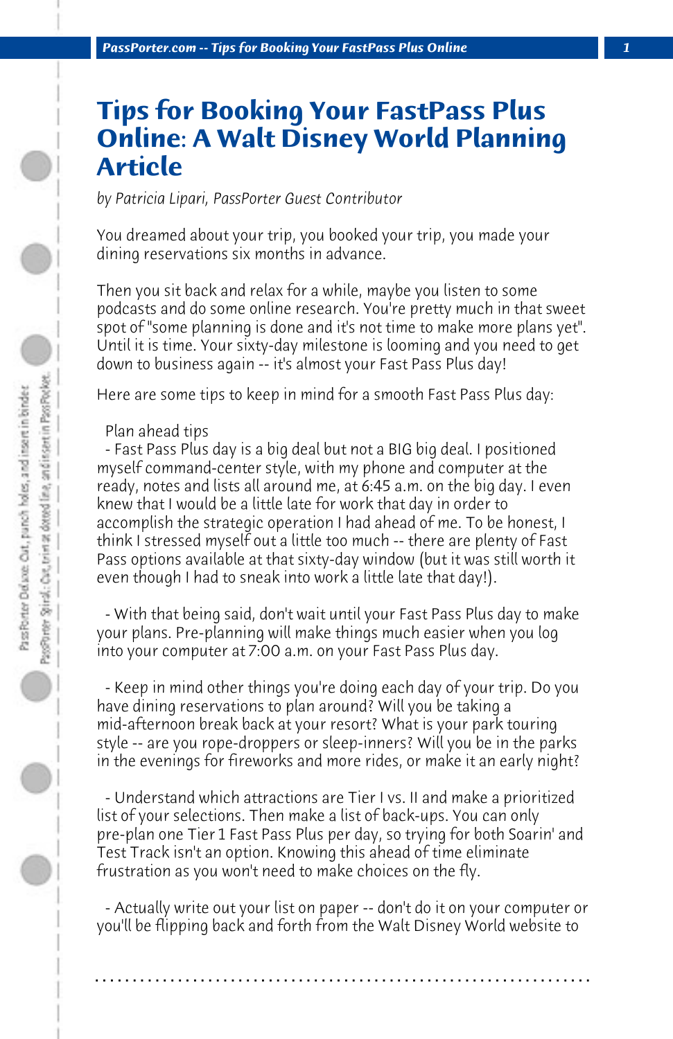# Tips for Booking Your FastPass Plus Online: A Walt Disney World Planning Article

*by Patricia Lipari, PassPorter Guest Contributor*

You dreamed about your trip, you booked your trip, you made your dining reservations six months in advance.

Then you sit back and relax for a while, maybe you listen to some podcasts and do some online research. You're pretty much in that sweet spot of "some planning is done and it's not time to make more plans yet". Until it is time. Your sixty-day milestone is looming and you need to get down to business again -- it's almost your Fast Pass Plus day!

Here are some tips to keep in mind for a smooth Fast Pass Plus day:

Plan ahead tips

- Fast Pass Plus day is a big deal but not a BIG big deal. I positioned myself command-center style, with my phone and computer at the ready, notes and lists all around me, at 6:45 a.m. on the big day. I even knew that I would be a little late for work that day in order to accomplish the strategic operation I had ahead of me. To be honest, I think I stressed myself out a little too much -- there are plenty of Fast Pass options available at that sixty-day window (but it was still worth it even though I had to sneak into work a little late that day!).

- With that being said, don't wait until your Fast Pass Plus day to make your plans. Pre-planning will make things much easier when you log into your computer at 7:00 a.m. on your Fast Pass Plus day.

- Keep in mind other things you're doing each day of your trip. Do you have dining reservations to plan around? Will you be taking a mid-afternoon break back at your resort? What is your park touring style -- are you rope-droppers or sleep-inners? Will you be in the parks in the evenings for fireworks and more rides, or make it an early night?

- Understand which attractions are Tier I vs. II and make a prioritized list of your selections. Then make a list of back-ups. You can only pre-plan one Tier 1 Fast Pass Plus per day, so trying for both Soarin' and Test Track isn't an option. Knowing this ahead of time eliminate frustration as you won't need to make choices on the fly.

- Actually write out your list on paper -- don't do it on your computer or you'll be flipping back and forth from the Walt Disney World website to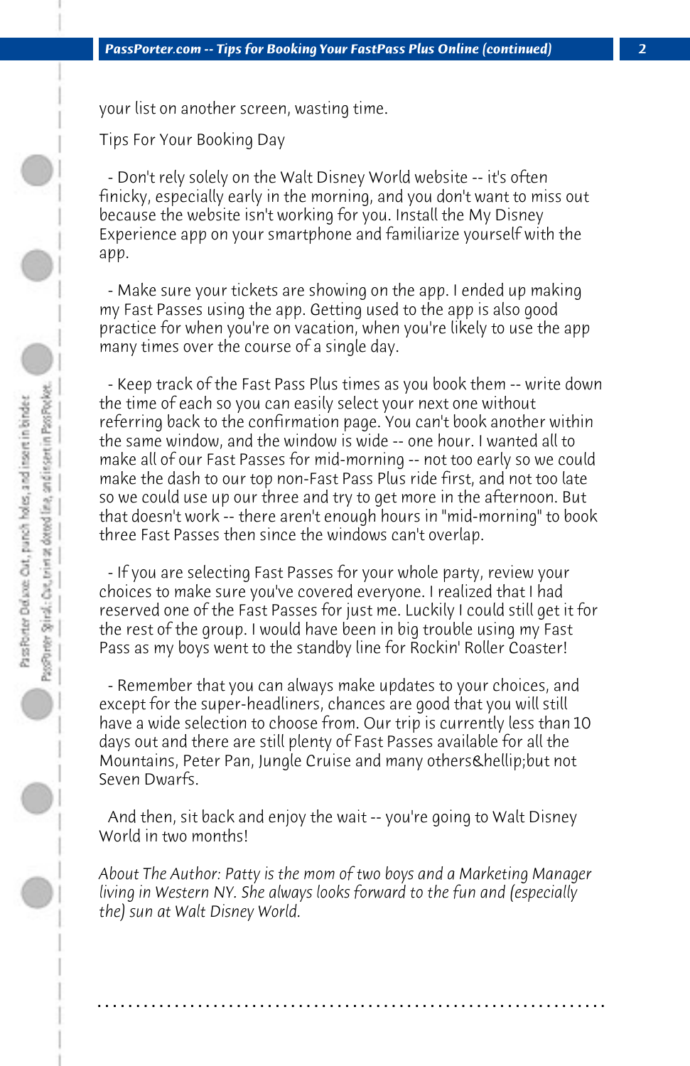your list on another screen, wasting time.

## Tips For Your Booking Day

- Don't rely solely on the Walt Disney World website -- it's often finicky, especially early in the morning, and you don't want to miss out because the website isn't working for you. Install the My Disney Experience app on your smartphone and familiarize yourself with the app.

- Make sure your tickets are showing on the app. I ended up making my Fast Passes using the app. Getting used to the app is also good practice for when you're on vacation, when you're likely to use the app many times over the course of a single day.

- Keep track of the Fast Pass Plus times as you book them -- write down the time of each so you can easily select your next one without referring back to the confirmation page. You can't book another within the same window, and the window is wide -- one hour. I wanted all to make all of our Fast Passes for mid-morning -- not too early so we could make the dash to our top non-Fast Pass Plus ride first, and not too late so we could use up our three and try to get more in the afternoon. But that doesn't work -- there aren't enough hours in "mid-morning" to book three Fast Passes then since the windows can't overlap.

- If you are selecting Fast Passes for your whole party, review your choices to make sure you've covered everyone. I realized that I had reserved one of the Fast Passes for just me. Luckily I could still get it for the rest of the group. I would have been in big trouble using my Fast Pass as my boys went to the standby line for Rockin' Roller Coaster!

- Remember that you can always make updates to your choices, and except for the super-headliners, chances are good that you will still have a wide selection to choose from. Our trip is currently less than 10 days out and there are still plenty of Fast Passes available for all the Mountains, Peter Pan, Jungle Cruise and many others&hellip;but not Seven Dwarfs.

And then, sit back and enjoy the wait -- you're going to Walt Disney World in two months!

*About The Author: Patty is the mom of two boys and a Marketing Manager living in Western NY. She always looks forward to the fun and (especially the) sun at Walt Disney World.*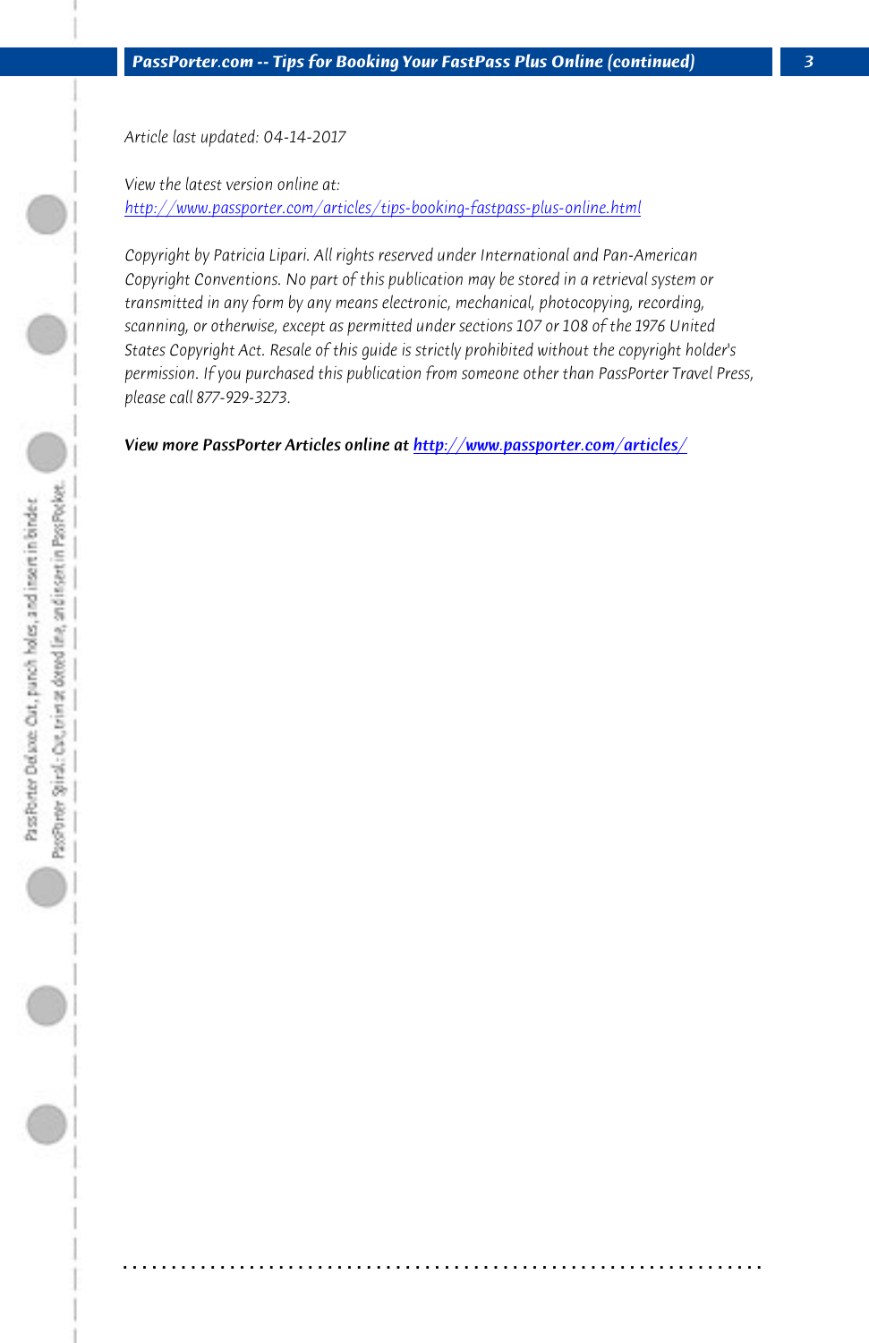*Article last updated: 04-14-2017*

*View the latest version online at:*
*[http://www.passporter.com/articles/tips-booking-fastpass-plus-online.html](http://www.passporter.com/articles/tips-booking-fastpass-plus-online.html)*

*Copyright by Patricia Lipari. All rights reserved under International and Pan-American Copyright Conventions. No part of this publication may be stored in a retrieval system or transmitted in any form by any means electronic, mechanical, photocopying, recording, scanning, or otherwise, except as permitted under sections 107 or 108 of the 1976 United States Copyright Act. Resale of this guide is strictly prohibited without the copyright holder's permission. If you purchased this publication from someone other than PassPorter Travel Press, please call 877-929-3273.*

***View more PassPorter Articles online at [http://www.passporter.com/articles/](http://www.passporter.com/articles/)***